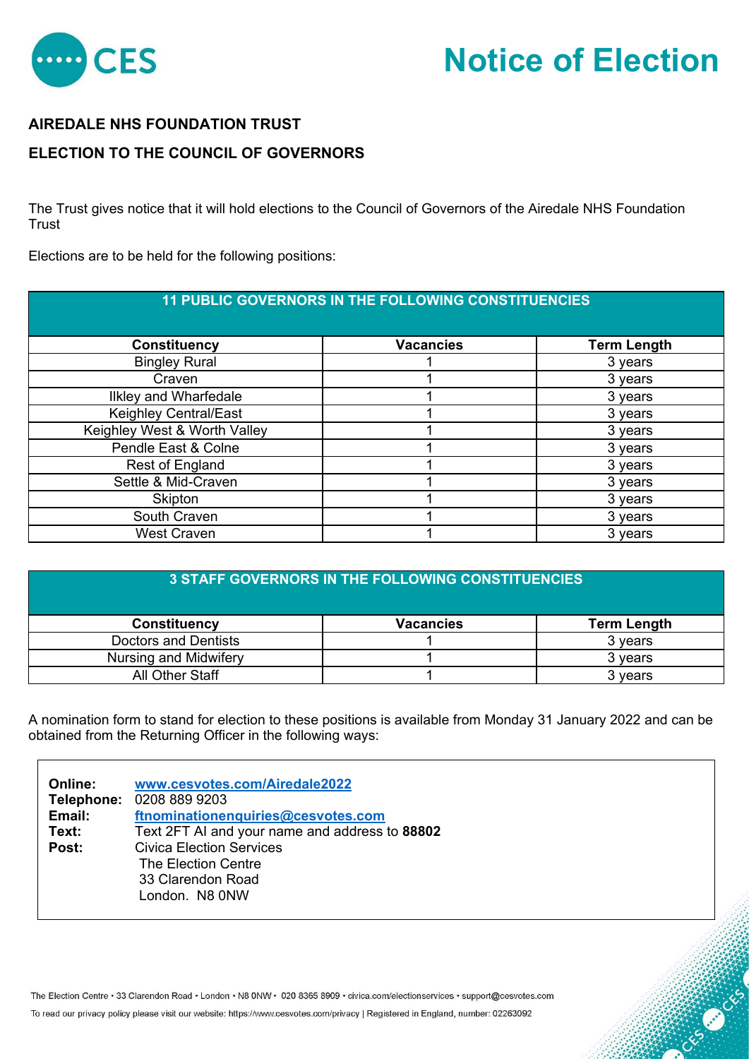# Notice of Election

## AIREDALE NHS FOUNDATION TRUST

## ELECTION TO THE COUNCIL OF GOVERNORS

The Trust gives notice that it will hold elections to the Council of Governors of the Airedale NHS Foundation Trust

Elections are to be held for the following positions:

| 11 PUBLIC GOVERNORS IN THE FOLLOWING CONSTITUENCIES | | |
|---|---|---|
| **Constituency** | **Vacancies** | **Term Length** |
| Bingley Rural | 1 | 3 years |
| Craven | 1 | 3 years |
| Ilkley and Wharfedale | 1 | 3 years |
| Keighley Central/East | 1 | 3 years |
| Keighley West & Worth Valley | 1 | 3 years |
| Pendle East & Colne | 1 | 3 years |
| Rest of England | 1 | 3 years |
| Settle & Mid-Craven | 1 | 3 years |
| Skipton | 1 | 3 years |
| South Craven | 1 | 3 years |
| West Craven | 1 | 3 years |

| 3 STAFF GOVERNORS IN THE FOLLOWING CONSTITUENCIES | | |
|---|---|---|
| **Constituency** | **Vacancies** | **Term Length** |
| Doctors and Dentists | 1 | 3 years |
| Nursing and Midwifery | 1 | 3 years |
| All Other Staff | 1 | 3 years |

A nomination form to stand for election to these positions is available from Monday 31 January 2022 and can be obtained from the Returning Officer in the following ways:

**Online:** www.cesvotes.com/Airedale2022
**Telephone:** 0208 889 9203
**Email:** ftnominationenquiries@cesvotes.com
**Text:** Text 2FT AI and your name and address to **88802**
**Post:** Civica Election Services
The Election Centre
33 Clarendon Road
London. N8 0NW

The Election Centre • 33 Clarendon Road • London • N8 0NW • 020 8365 8909 • civica.com/electionservices • support@cesvotes.com

To read our privacy policy please visit our website: https://www.cesvotes.com/privacy | Registered in England, number: 02263092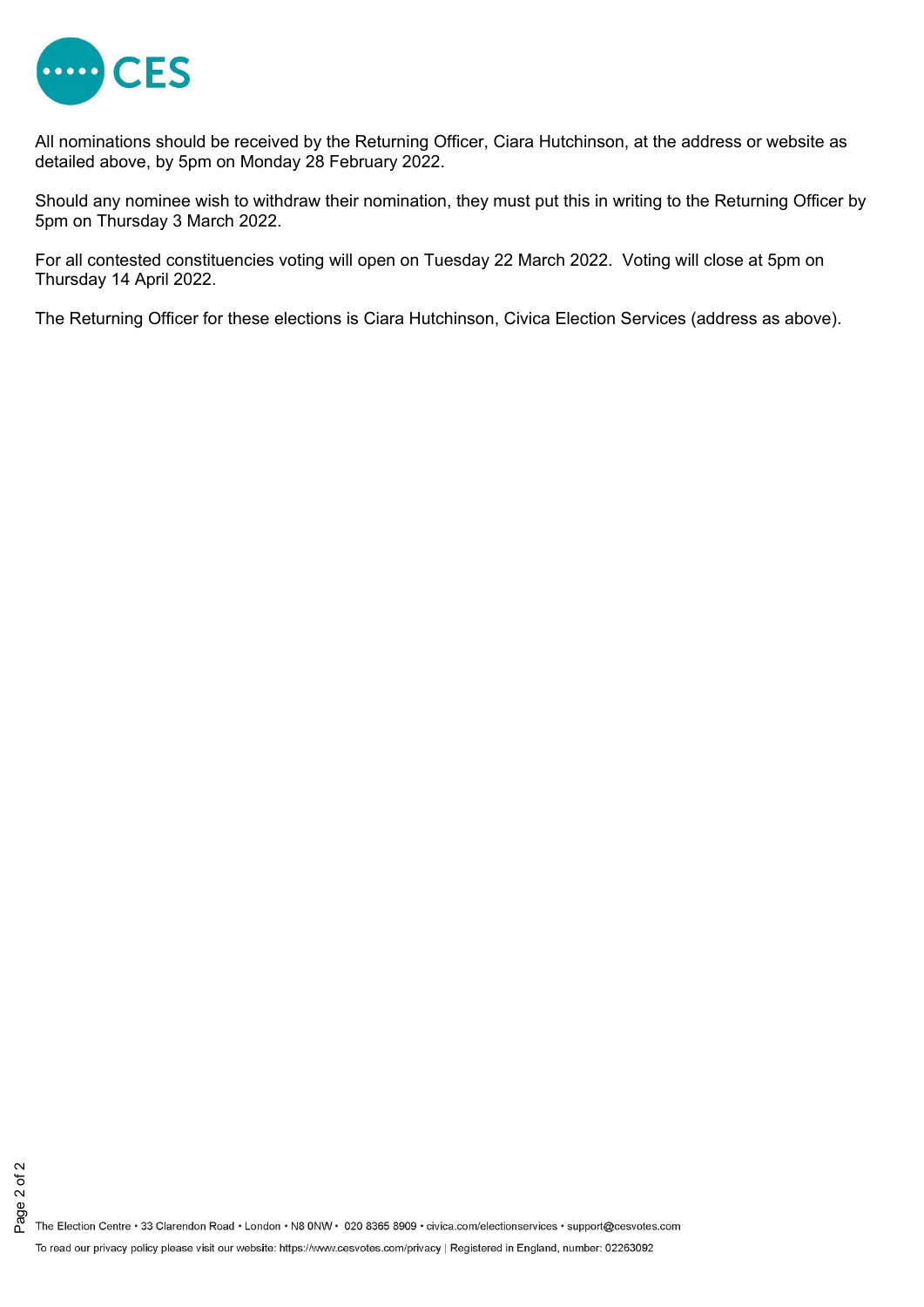All nominations should be received by the Returning Officer, Ciara Hutchinson, at the address or website as detailed above, by 5pm on Monday 28 February 2022.

Should any nominee wish to withdraw their nomination, they must put this in writing to the Returning Officer by 5pm on Thursday 3 March 2022.

For all contested constituencies voting will open on Tuesday 22 March 2022. Voting will close at 5pm on Thursday 14 April 2022.

The Returning Officer for these elections is Ciara Hutchinson, Civica Election Services (address as above).